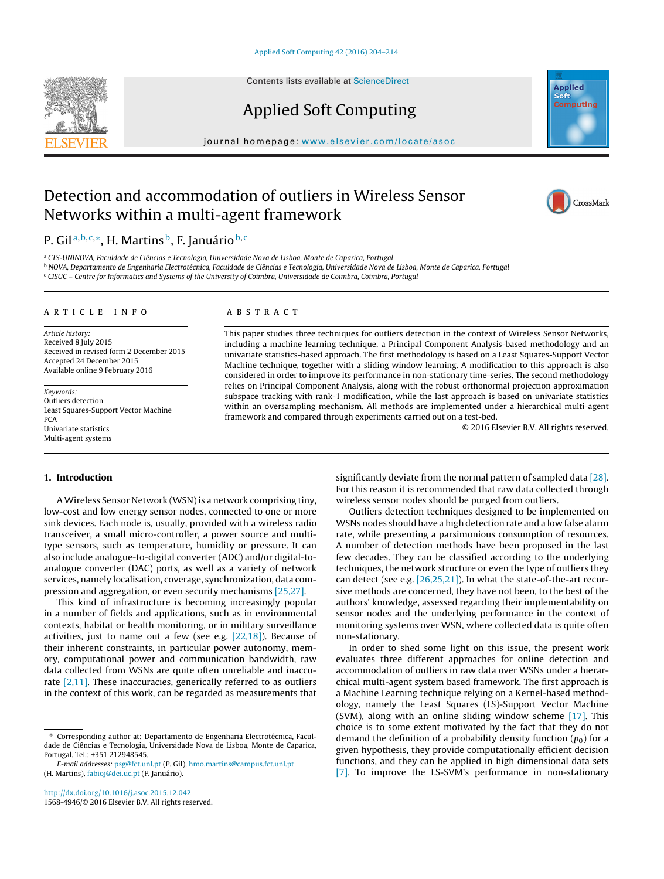# Detection and accommodation of outliers in Wireless Sensor Networks within a multi-agent framework

P. Gil[a,b,c,*], H. Martins[b], F. Januário[b,c]

[a] CTS-UNINOVA, Faculdade de Ciências e Tecnologia, Universidade Nova de Lisboa, Monte de Caparica, Portugal
[b] NOVA, Departamento de Engenharia Electrotécnica, Faculdade de Ciências e Tecnologia, Universidade Nova de Lisboa, Monte de Caparica, Portugal
[c] CISUC – Centre for Informatics and Systems of the University of Coimbra, Universidade de Coimbra, Coimbra, Portugal

## Article info

*Article history:*
Received 8 July 2015
Received in revised form 2 December 2015
Accepted 24 December 2015
Available online 9 February 2016

*Keywords:*
Outliers detection
Least Squares-Support Vector Machine
PCA
Univariate statistics
Multi-agent systems

## Abstract

This paper studies three techniques for outliers detection in the context of Wireless Sensor Networks, including a machine learning technique, a Principal Component Analysis-based methodology and an univariate statistics-based approach. The first methodology is based on a Least Squares-Support Vector Machine technique, together with a sliding window learning. A modification to this approach is also considered in order to improve its performance in non-stationary time-series. The second methodology relies on Principal Component Analysis, along with the robust orthonormal projection approximation subspace tracking with rank-1 modification, while the last approach is based on univariate statistics within an oversampling mechanism. All methods are implemented under a hierarchical multi-agent framework and compared through experiments carried out on a test-bed.

© 2016 Elsevier B.V. All rights reserved.

## 1. Introduction

A Wireless Sensor Network (WSN) is a network comprising tiny, low-cost and low energy sensor nodes, connected to one or more sink devices. Each node is, usually, provided with a wireless radio transceiver, a small micro-controller, a power source and multi-type sensors, such as temperature, humidity or pressure. It can also include analogue-to-digital converter (ADC) and/or digital-to-analogue converter (DAC) ports, as well as a variety of network services, namely localisation, coverage, synchronization, data compression and aggregation, or even security mechanisms [25,27].

This kind of infrastructure is becoming increasingly popular in a number of fields and applications, such as in environmental contexts, habitat or health monitoring, or in military surveillance activities, just to name out a few (see e.g. [22,18]). Because of their inherent constraints, in particular power autonomy, memory, computational power and communication bandwidth, raw data collected from WSNs are quite often unreliable and inaccurate [2,11]. These inaccuracies, generically referred to as outliers in the context of this work, can be regarded as measurements that significantly deviate from the normal pattern of sampled data [28]. For this reason it is recommended that raw data collected through wireless sensor nodes should be purged from outliers.

Outliers detection techniques designed to be implemented on WSNs nodes should have a high detection rate and a low false alarm rate, while presenting a parsimonious consumption of resources. A number of detection methods have been proposed in the last few decades. They can be classified according to the underlying techniques, the network structure or even the type of outliers they can detect (see e.g. [26,25,21]). In what the state-of-the-art recursive methods are concerned, they have not been, to the best of the authors' knowledge, assessed regarding their implementability on sensor nodes and the underlying performance in the context of monitoring systems over WSN, where collected data is quite often non-stationary.

In order to shed some light on this issue, the present work evaluates three different approaches for online detection and accommodation of outliers in raw data over WSNs under a hierarchical multi-agent system based framework. The first approach is a Machine Learning technique relying on a Kernel-based methodology, namely the Least Squares (LS)-Support Vector Machine (SVM), along with an online sliding window scheme [17]. This choice is to some extent motivated by the fact that they do not demand the definition of a probability density function ($p_0$) for a given hypothesis, they provide computationally efficient decision functions, and they can be applied in high dimensional data sets [7]. To improve the LS-SVM's performance in non-stationary

---

* Corresponding author at: Departamento de Engenharia Electrotécnica, Faculdade de Ciências e Tecnologia, Universidade Nova de Lisboa, Monte de Caparica, Portugal. Tel.: +351 212948545.
*E-mail addresses:* psg@fct.unl.pt (P. Gil), hmo.martins@campus.fct.unl.pt (H. Martins), fabioj@dei.uc.pt (F. Januário).

http://dx.doi.org/10.1016/j.asoc.2015.12.042
1568-4946/© 2016 Elsevier B.V. All rights reserved.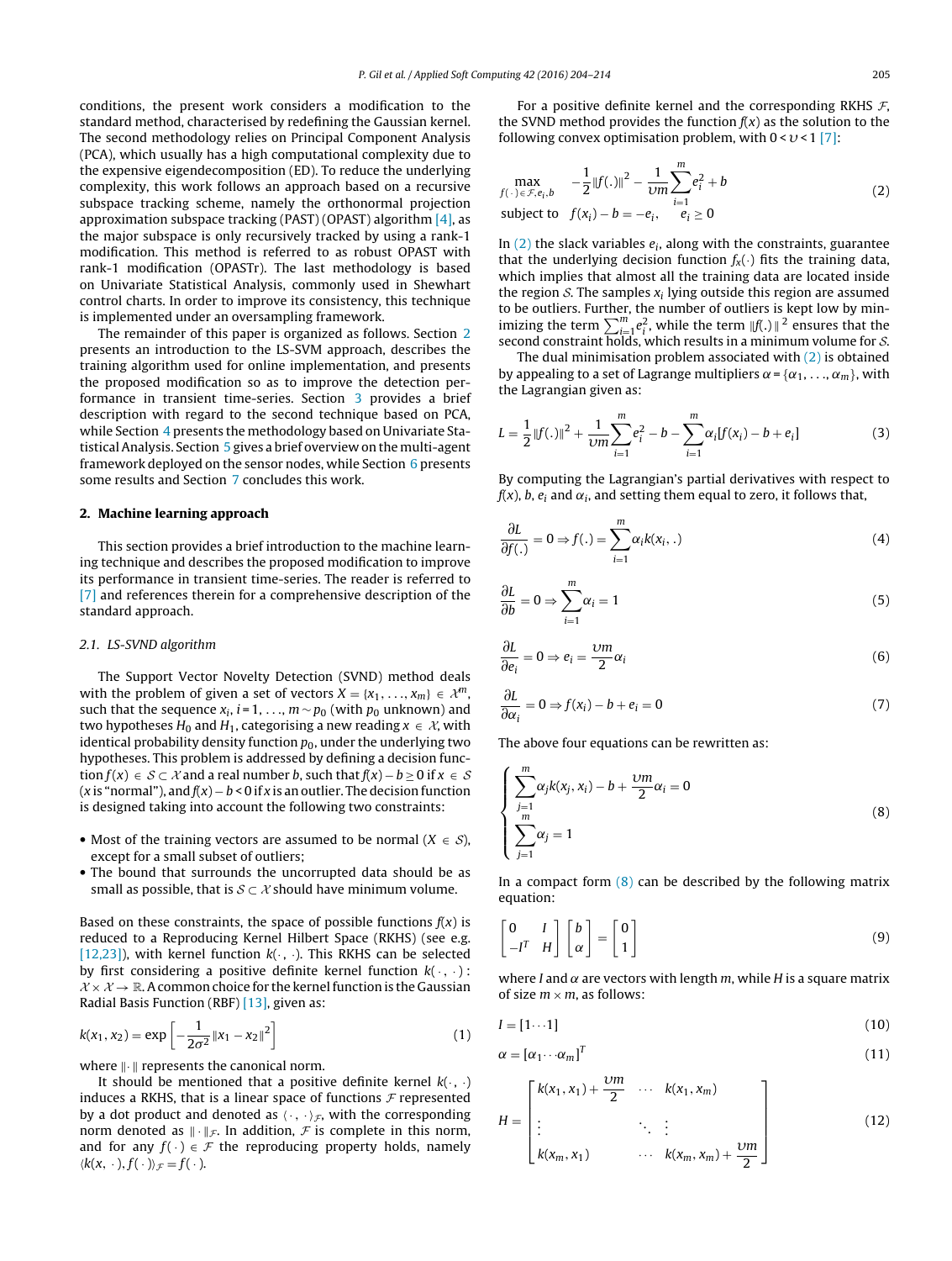conditions, the present work considers a modification to the standard method, characterised by redefining the Gaussian kernel. The second methodology relies on Principal Component Analysis (PCA), which usually has a high computational complexity due to the expensive eigendecomposition (ED). To reduce the underlying complexity, this work follows an approach based on a recursive subspace tracking scheme, namely the orthonormal projection approximation subspace tracking (PAST) (OPAST) algorithm [4], as the major subspace is only recursively tracked by using a rank-1 modification. This method is referred to as robust OPAST with rank-1 modification (OPASTr). The last methodology is based on Univariate Statistical Analysis, commonly used in Shewhart control charts. In order to improve its consistency, this technique is implemented under an oversampling framework.

The remainder of this paper is organized as follows. Section 2 presents an introduction to the LS-SVM approach, describes the training algorithm used for online implementation, and presents the proposed modification so as to improve the detection performance in transient time-series. Section 3 provides a brief description with regard to the second technique based on PCA, while Section 4 presents the methodology based on Univariate Statistical Analysis. Section 5 gives a brief overview on the multi-agent framework deployed on the sensor nodes, while Section 6 presents some results and Section 7 concludes this work.

## 2. Machine learning approach

This section provides a brief introduction to the machine learning technique and describes the proposed modification to improve its performance in transient time-series. The reader is referred to [7] and references therein for a comprehensive description of the standard approach.

### 2.1. LS-SVND algorithm

The Support Vector Novelty Detection (SVND) method deals with the problem of given a set of vectors $X = \{x_1, \ldots, x_m\} \in \mathcal{X}^m$, such that the sequence $x_i$, $i = 1, \ldots, m \sim p_0$ (with $p_0$ unknown) and two hypotheses $H_0$ and $H_1$, categorising a new reading $x \in \mathcal{X}$, with identical probability density function $p_0$, under the underlying two hypotheses. This problem is addressed by defining a decision function $f(x) \in \mathcal{S} \subset \mathcal{X}$ and a real number $b$, such that $f(x) - b \geq 0$ if $x \in \mathcal{S}$ ($x$ is "normal"), and $f(x) - b < 0$ if $x$ is an outlier. The decision function is designed taking into account the following two constraints:

- Most of the training vectors are assumed to be normal ($X \in \mathcal{S}$), except for a small subset of outliers;
- The bound that surrounds the uncorrupted data should be as small as possible, that is $\mathcal{S} \subset \mathcal{X}$ should have minimum volume.

Based on these constraints, the space of possible functions $f(x)$ is reduced to a Reproducing Kernel Hilbert Space (RKHS) (see e.g. [12,23]), with kernel function $k(\cdot, \cdot)$. This RKHS can be selected by first considering a positive definite kernel function $k(\cdot, \cdot) : \mathcal{X} \times \mathcal{X} \to \mathbb{R}$. A common choice for the kernel function is the Gaussian Radial Basis Function (RBF) [13], given as:

$$k(x_1, x_2) = \exp\left[-\frac{1}{2\sigma^2}\|x_1 - x_2\|^2\right] \tag{1}$$

where $\|\cdot\|$ represents the canonical norm.

It should be mentioned that a positive definite kernel $k(\cdot, \cdot)$ induces a RKHS, that is a linear space of functions $\mathcal{F}$ represented by a dot product and denoted as $\langle \cdot, \cdot \rangle_{\mathcal{F}}$, with the corresponding norm denoted as $\|\cdot\|_{\mathcal{F}}$. In addition, $\mathcal{F}$ is complete in this norm, and for any $f(\cdot) \in \mathcal{F}$ the reproducing property holds, namely $\langle k(x, \cdot), f(\cdot) \rangle_{\mathcal{F}} = f(\cdot)$.

For a positive definite kernel and the corresponding RKHS $\mathcal{F}$, the SVND method provides the function $f(x)$ as the solution to the following convex optimisation problem, with $0 < \upsilon < 1$ [7]:

$$\begin{aligned} \max_{f(\cdot) \in \mathcal{F}, e_i, b} \quad & -\frac{1}{2}\|f(.)\|^2 - \frac{1}{\upsilon m}\sum_{i=1}^{m} e_i^2 + b \\ \text{subject to} \quad & f(x_i) - b = -e_i, \quad e_i \geq 0 \end{aligned} \tag{2}$$

In (2) the slack variables $e_i$, along with the constraints, guarantee that the underlying decision function $f_x(\cdot)$ fits the training data, which implies that almost all the training data are located inside the region $\mathcal{S}$. The samples $x_i$ lying outside this region are assumed to be outliers. Further, the number of outliers is kept low by minimizing the term $\sum_{i=1}^{m} e_i^2$, while the term $\|f(.)\|^2$ ensures that the second constraint holds, which results in a minimum volume for $\mathcal{S}$.

The dual minimisation problem associated with (2) is obtained by appealing to a set of Lagrange multipliers $\alpha = \{\alpha_1, \ldots, \alpha_m\}$, with the Lagrangian given as:

$$L = \frac{1}{2}\|f(.)\|^2 + \frac{1}{\upsilon m}\sum_{i=1}^{m} e_i^2 - b - \sum_{i=1}^{m} \alpha_i [f(x_i) - b + e_i] \tag{3}$$

By computing the Lagrangian's partial derivatives with respect to $f(x)$, $b$, $e_i$ and $\alpha_i$, and setting them equal to zero, it follows that,

$$\frac{\partial L}{\partial f(.)} = 0 \Rightarrow f(.) = \sum_{i=1}^{m} \alpha_i k(x_i, .) \tag{4}$$

$$\frac{\partial L}{\partial b} = 0 \Rightarrow \sum_{i=1}^{m} \alpha_i = 1 \tag{5}$$

$$\frac{\partial L}{\partial e_i} = 0 \Rightarrow e_i = \frac{\upsilon m}{2}\alpha_i \tag{6}$$

$$\frac{\partial L}{\partial \alpha_i} = 0 \Rightarrow f(x_i) - b + e_i = 0 \tag{7}$$

The above four equations can be rewritten as:

$$\begin{cases} \sum_{j=1}^{m} \alpha_j k(x_j, x_i) - b + \frac{\upsilon m}{2}\alpha_i = 0 \\ \sum_{j=1}^{m} \alpha_j = 1 \end{cases} \tag{8}$$

In a compact form (8) can be described by the following matrix equation:

$$\begin{bmatrix} 0 & I \\ -I^T & H \end{bmatrix} \begin{bmatrix} b \\ \alpha \end{bmatrix} = \begin{bmatrix} 0 \\ 1 \end{bmatrix} \tag{9}$$

where $I$ and $\alpha$ are vectors with length $m$, while $H$ is a square matrix of size $m \times m$, as follows:

$$I = [1 \cdots 1] \tag{10}$$

$$\alpha = [\alpha_1 \cdots \alpha_m]^T \tag{11}$$

$$H = \begin{bmatrix} k(x_1, x_1) + \frac{\upsilon m}{2} & \cdots & k(x_1, x_m) \\ \vdots & \ddots & \vdots \\ k(x_m, x_1) & \cdots & k(x_m, x_m) + \frac{\upsilon m}{2} \end{bmatrix} \tag{12}$$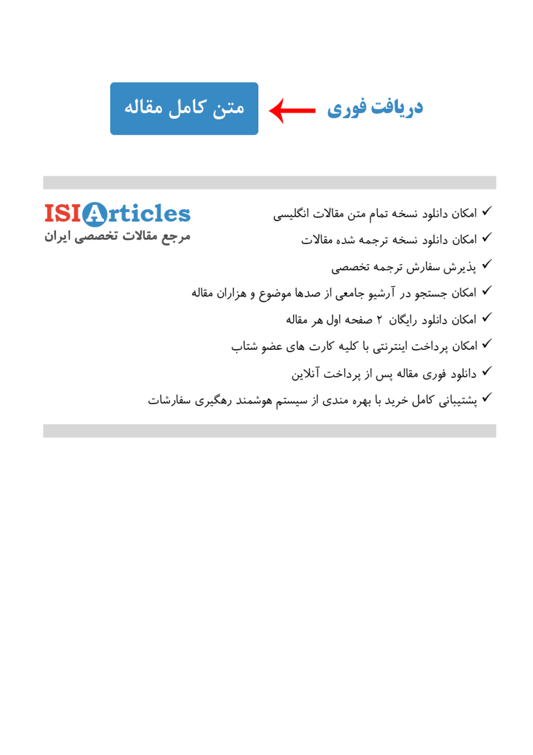دریافت فوری ← متن کامل مقاله

**ISIArticles**

مرجع مقالات تخصصی ایران

- ✓ امکان دانلود نسخه تمام متن مقالات انگلیسی
- ✓ امکان دانلود نسخه ترجمه شده مقالات
- ✓ پذیرش سفارش ترجمه تخصصی
- ✓ امکان جستجو در آرشیو جامعی از صدها موضوع و هزاران مقاله
- ✓ امکان دانلود رایگان ۲ صفحه اول هر مقاله
- ✓ امکان پرداخت اینترنتی با کلیه کارت های عضو شتاب
- ✓ دانلود فوری مقاله پس از پرداخت آنلاین
- ✓ پشتیبانی کامل خرید با بهره مندی از سیستم هوشمند رهگیری سفارشات